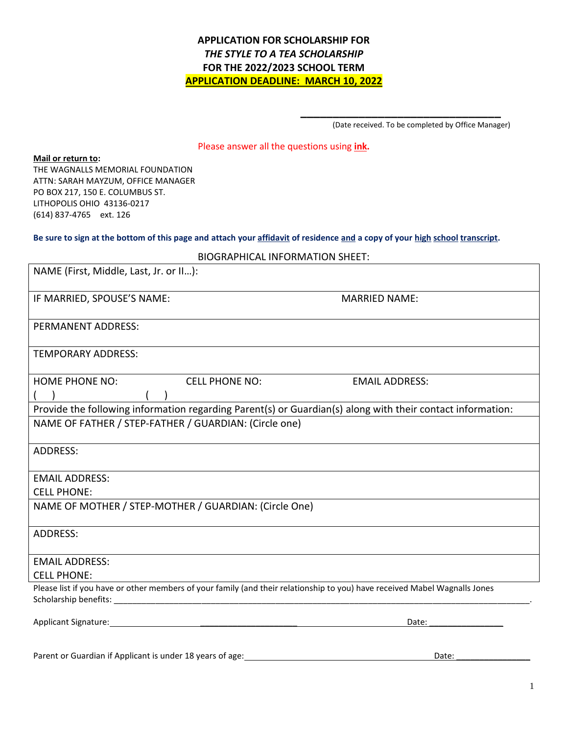**APPLICATION FOR SCHOLARSHIP FOR**
***THE STYLE TO A TEA SCHOLARSHIP***
**FOR THE 2022/2023 SCHOOL TERM**
**APPLICATION DEADLINE: MARCH 10, 2022**

\_\_\_\_\_\_\_\_\_\_\_\_\_\_\_\_\_\_\_\_\_\_\_\_\_\_\_\_\_\_\_\_\_\_
(Date received. To be completed by Office Manager)

Please answer all the questions using **ink.**

**Mail or return to:**
THE WAGNALLS MEMORIAL FOUNDATION
ATTN: SARAH MAYZUM, OFFICE MANAGER
PO BOX 217, 150 E. COLUMBUS ST.
LITHOPOLIS OHIO 43136-0217
(614) 837-4765 ext. 126

**Be sure to sign at the bottom of this page and attach your affidavit of residence and a copy of your high school transcript.**

BIOGRAPHICAL INFORMATION SHEET:

| | | |
|---|---|---|
| NAME (First, Middle, Last, Jr. or II…): | | |
| IF MARRIED, SPOUSE'S NAME: | | MARRIED NAME: |
| PERMANENT ADDRESS: | | |
| TEMPORARY ADDRESS: | | |
| HOME PHONE NO: ( ) | CELL PHONE NO: ( ) | EMAIL ADDRESS: |
| Provide the following information regarding Parent(s) or Guardian(s) along with their contact information: | | |
| NAME OF FATHER / STEP-FATHER / GUARDIAN: (Circle one) | | |
| ADDRESS: | | |
| EMAIL ADDRESS:<br>CELL PHONE: | | |
| NAME OF MOTHER / STEP-MOTHER / GUARDIAN: (Circle One) | | |
| ADDRESS: | | |
| EMAIL ADDRESS:<br>CELL PHONE: | | |

Please list if you have or other members of your family (and their relationship to you) have received Mabel Wagnalls Jones Scholarship benefits: \_\_\_\_\_\_\_\_\_\_\_\_\_\_\_\_\_\_\_\_\_\_\_\_\_\_\_\_\_\_\_\_\_\_\_\_\_\_\_\_\_\_\_\_\_\_\_\_\_\_\_\_.

Applicant Signature: \_\_\_\_\_\_\_\_\_\_\_\_\_\_\_\_\_\_\_\_\_\_\_\_\_\_\_\_\_\_\_\_\_\_\_\_ Date: \_\_\_\_\_\_\_\_\_\_\_\_\_\_\_\_

Parent or Guardian if Applicant is under 18 years of age: \_\_\_\_\_\_\_\_\_\_\_\_\_\_\_\_\_\_\_\_\_\_\_\_\_\_\_\_\_\_\_\_ Date: \_\_\_\_\_\_\_\_\_\_\_\_\_\_\_\_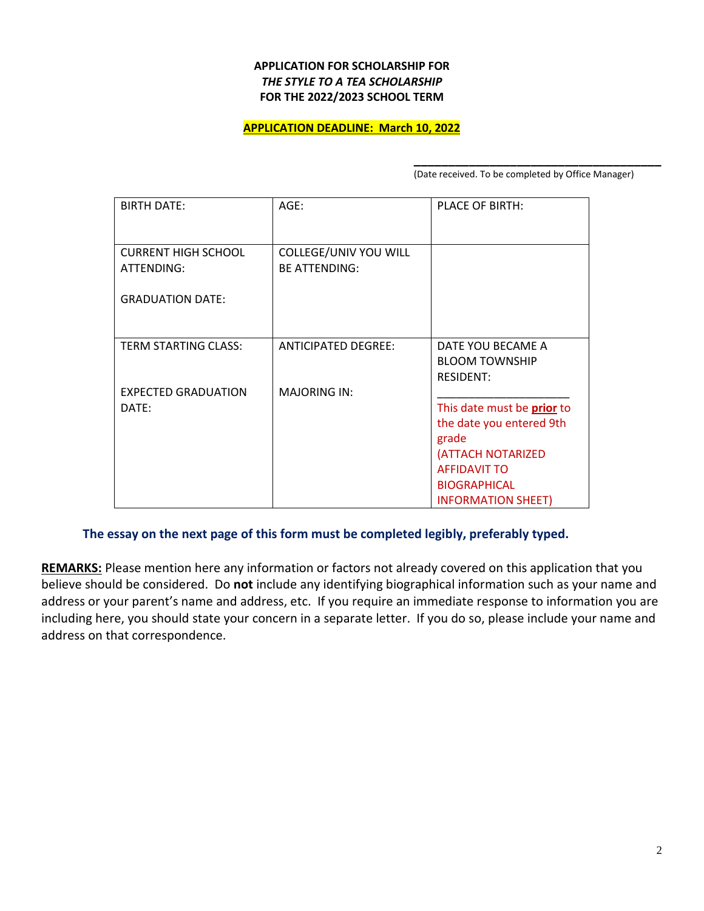**APPLICATION FOR SCHOLARSHIP FOR**
***THE STYLE TO A TEA SCHOLARSHIP***
**FOR THE 2022/2023 SCHOOL TERM**

**APPLICATION DEADLINE: March 10, 2022**

\_\_\_\_\_\_\_\_\_\_\_\_\_\_\_\_\_\_\_\_\_\_\_\_\_\_\_\_\_\_\_\_\_\_\_\_\_\_\_\_
(Date received. To be completed by Office Manager)

| BIRTH DATE: | AGE: | PLACE OF BIRTH: |
|---|---|---|
| CURRENT HIGH SCHOOL ATTENDING:<br><br>GRADUATION DATE: | COLLEGE/UNIV YOU WILL BE ATTENDING: | |
| TERM STARTING CLASS:<br><br>EXPECTED GRADUATION DATE: | ANTICIPATED DEGREE:<br><br>MAJORING IN: | DATE YOU BECAME A BLOOM TOWNSHIP RESIDENT:<br>\_\_\_\_\_\_\_\_\_\_\_\_\_\_\_\_\_\_\_\_<br>This date must be **prior** to the date you entered 9th grade<br>(ATTACH NOTARIZED AFFIDAVIT TO BIOGRAPHICAL INFORMATION SHEET) |

**The essay on the next page of this form must be completed legibly, preferably typed.**

**REMARKS:** Please mention here any information or factors not already covered on this application that you believe should be considered. Do **not** include any identifying biographical information such as your name and address or your parent's name and address, etc. If you require an immediate response to information you are including here, you should state your concern in a separate letter. If you do so, please include your name and address on that correspondence.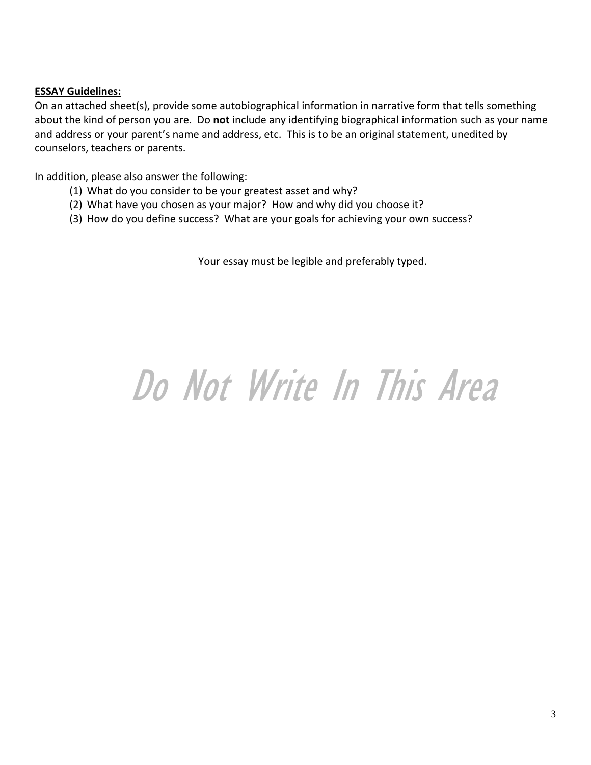**ESSAY Guidelines:**

On an attached sheet(s), provide some autobiographical information in narrative form that tells something about the kind of person you are. Do **not** include any identifying biographical information such as your name and address or your parent's name and address, etc. This is to be an original statement, unedited by counselors, teachers or parents.

In addition, please also answer the following:

(1) What do you consider to be your greatest asset and why?
(2) What have you chosen as your major? How and why did you choose it?
(3) How do you define success? What are your goals for achieving your own success?

Your essay must be legible and preferably typed.

*Do Not Write In This Area*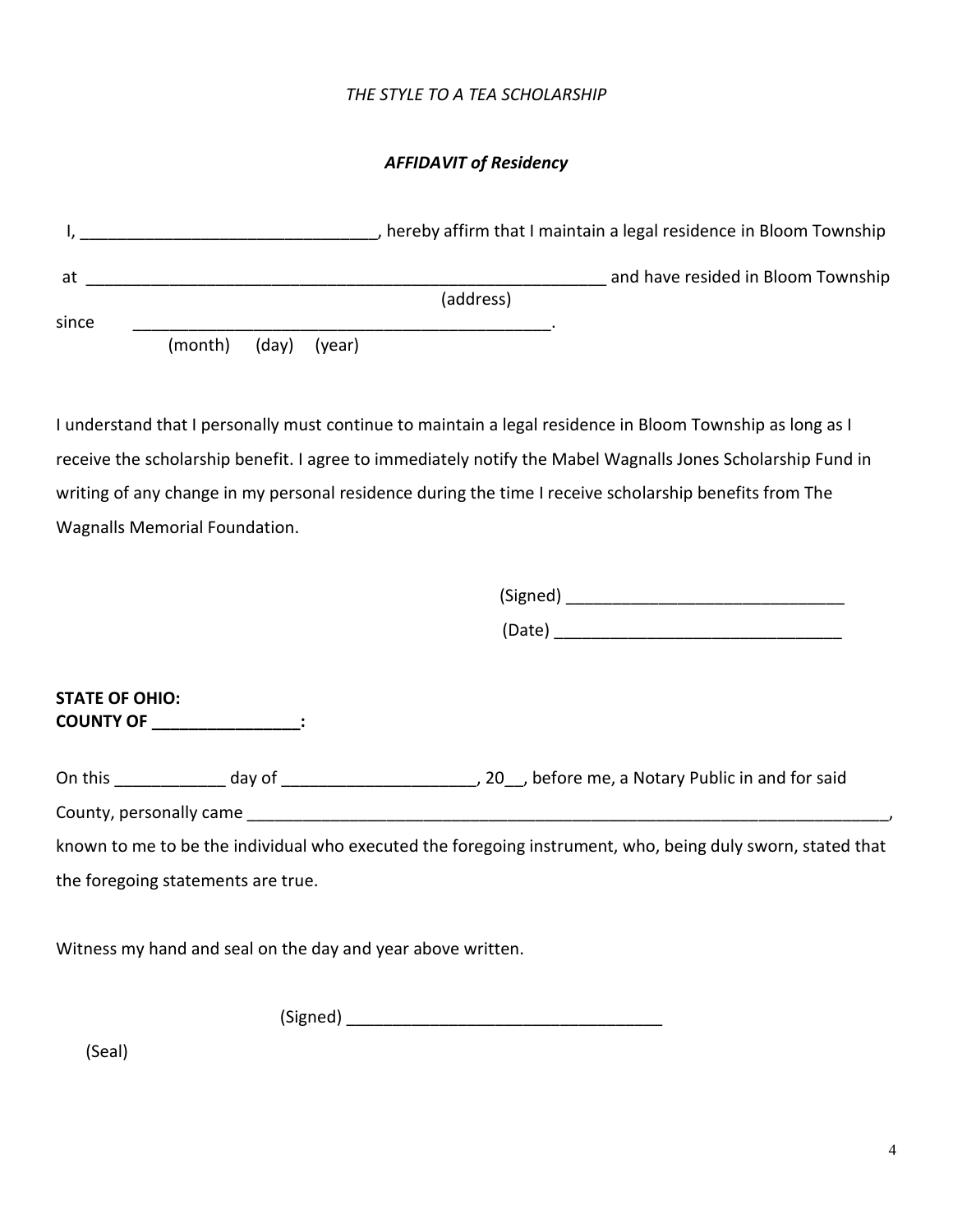*THE STYLE TO A TEA SCHOLARSHIP*

***AFFIDAVIT of Residency***

I, _______________________________, hereby affirm that I maintain a legal residence in Bloom Township

at _________________________________________________________ and have resided in Bloom Township
(address)

since _____________________________________________.
(month) (day) (year)

I understand that I personally must continue to maintain a legal residence in Bloom Township as long as I receive the scholarship benefit. I agree to immediately notify the Mabel Wagnalls Jones Scholarship Fund in writing of any change in my personal residence during the time I receive scholarship benefits from The Wagnalls Memorial Foundation.

(Signed) _____________________________

(Date) _______________________________

**STATE OF OHIO:**
**COUNTY OF ________________:**

On this ____________ day of _____________________, 20__, before me, a Notary Public in and for said County, personally came __________________________________________________________________________, known to me to be the individual who executed the foregoing instrument, who, being duly sworn, stated that the foregoing statements are true.

Witness my hand and seal on the day and year above written.

(Signed) __________________________________

(Seal)